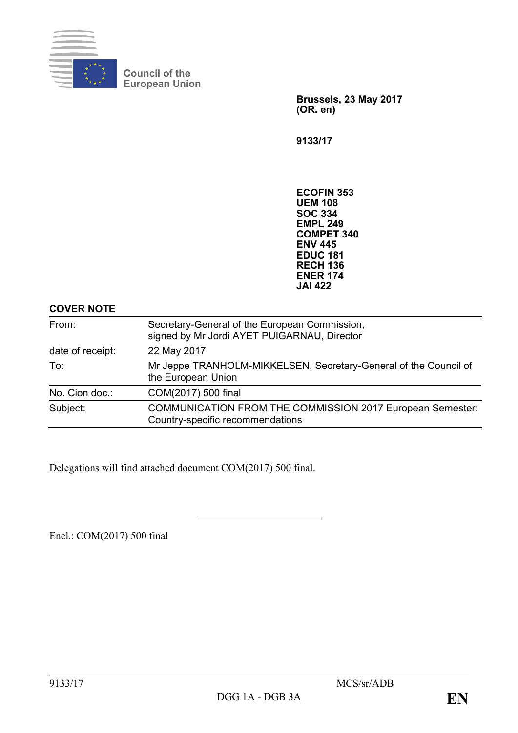Council of the European Union

**Brussels, 23 May 2017**
**(OR. en)**

**9133/17**

**ECOFIN 353**
**UEM 108**
**SOC 334**
**EMPL 249**
**COMPET 340**
**ENV 445**
**EDUC 181**
**RECH 136**
**ENER 174**
**JAI 422**

**COVER NOTE**

| | |
|---|---|
| From: | Secretary-General of the European Commission, signed by Mr Jordi AYET PUIGARNAU, Director |
| date of receipt: | 22 May 2017 |
| To: | Mr Jeppe TRANHOLM-MIKKELSEN, Secretary-General of the Council of the European Union |
| No. Cion doc.: | COM(2017) 500 final |
| Subject: | COMMUNICATION FROM THE COMMISSION 2017 European Semester: Country-specific recommendations |

Delegations will find attached document COM(2017) 500 final.

---

Encl.: COM(2017) 500 final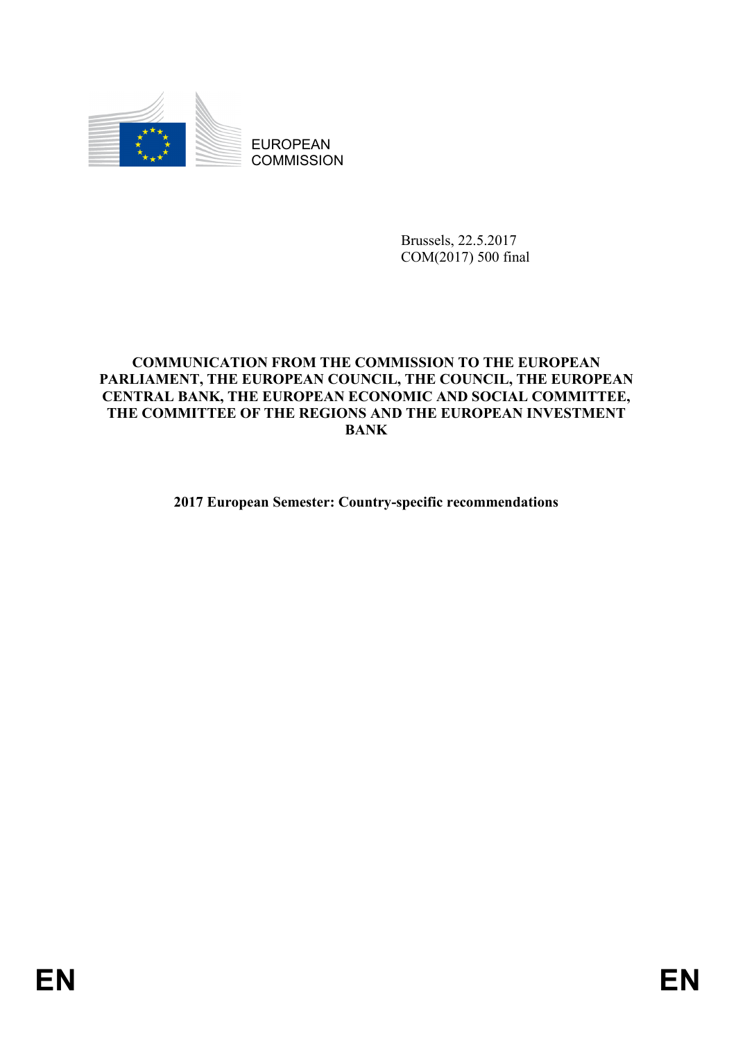EUROPEAN COMMISSION

Brussels, 22.5.2017
COM(2017) 500 final

**COMMUNICATION FROM THE COMMISSION TO THE EUROPEAN PARLIAMENT, THE EUROPEAN COUNCIL, THE COUNCIL, THE EUROPEAN CENTRAL BANK, THE EUROPEAN ECONOMIC AND SOCIAL COMMITTEE, THE COMMITTEE OF THE REGIONS AND THE EUROPEAN INVESTMENT BANK**

**2017 European Semester: Country-specific recommendations**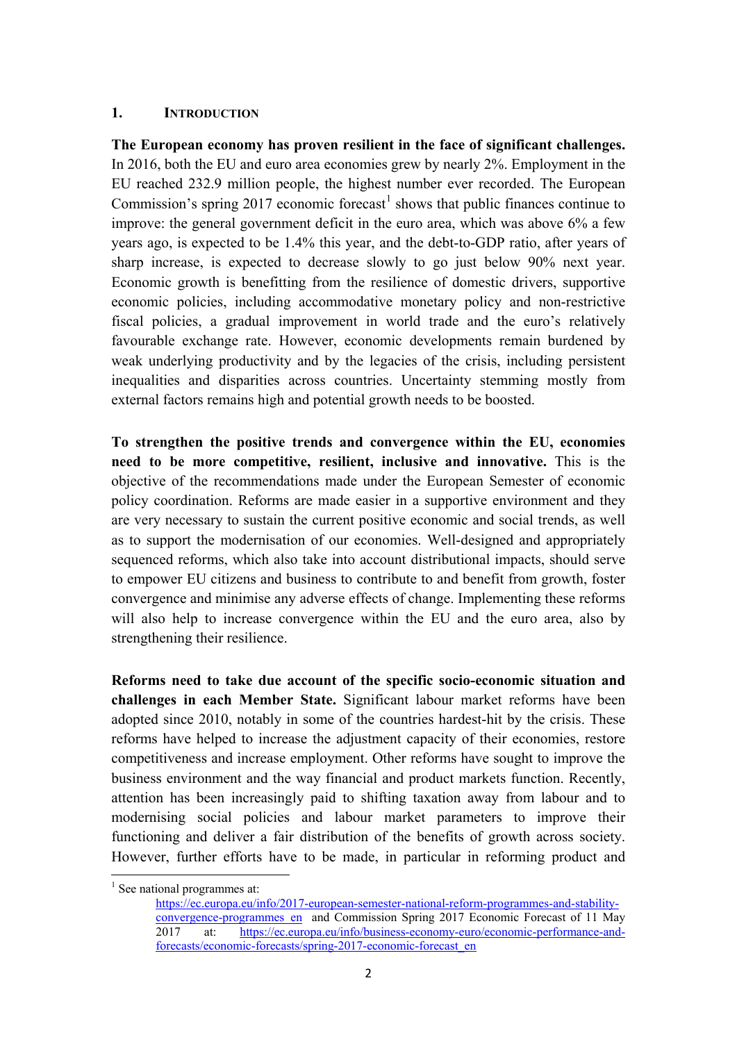## 1. INTRODUCTION

**The European economy has proven resilient in the face of significant challenges.** In 2016, both the EU and euro area economies grew by nearly 2%. Employment in the EU reached 232.9 million people, the highest number ever recorded. The European Commission's spring 2017 economic forecast[1] shows that public finances continue to improve: the general government deficit in the euro area, which was above 6% a few years ago, is expected to be 1.4% this year, and the debt-to-GDP ratio, after years of sharp increase, is expected to decrease slowly to go just below 90% next year. Economic growth is benefitting from the resilience of domestic drivers, supportive economic policies, including accommodative monetary policy and non-restrictive fiscal policies, a gradual improvement in world trade and the euro's relatively favourable exchange rate. However, economic developments remain burdened by weak underlying productivity and by the legacies of the crisis, including persistent inequalities and disparities across countries. Uncertainty stemming mostly from external factors remains high and potential growth needs to be boosted.

**To strengthen the positive trends and convergence within the EU, economies need to be more competitive, resilient, inclusive and innovative.** This is the objective of the recommendations made under the European Semester of economic policy coordination. Reforms are made easier in a supportive environment and they are very necessary to sustain the current positive economic and social trends, as well as to support the modernisation of our economies. Well-designed and appropriately sequenced reforms, which also take into account distributional impacts, should serve to empower EU citizens and business to contribute to and benefit from growth, foster convergence and minimise any adverse effects of change. Implementing these reforms will also help to increase convergence within the EU and the euro area, also by strengthening their resilience.

**Reforms need to take due account of the specific socio-economic situation and challenges in each Member State.** Significant labour market reforms have been adopted since 2010, notably in some of the countries hardest-hit by the crisis. These reforms have helped to increase the adjustment capacity of their economies, restore competitiveness and increase employment. Other reforms have sought to improve the business environment and the way financial and product markets function. Recently, attention has been increasingly paid to shifting taxation away from labour and to modernising social policies and labour market parameters to improve their functioning and deliver a fair distribution of the benefits of growth across society. However, further efforts have to be made, in particular in reforming product and

---

[1] See national programmes at: https://ec.europa.eu/info/2017-european-semester-national-reform-programmes-and-stability-convergence-programmes_en and Commission Spring 2017 Economic Forecast of 11 May 2017 at: https://ec.europa.eu/info/business-economy-euro/economic-performance-and-forecasts/economic-forecasts/spring-2017-economic-forecast_en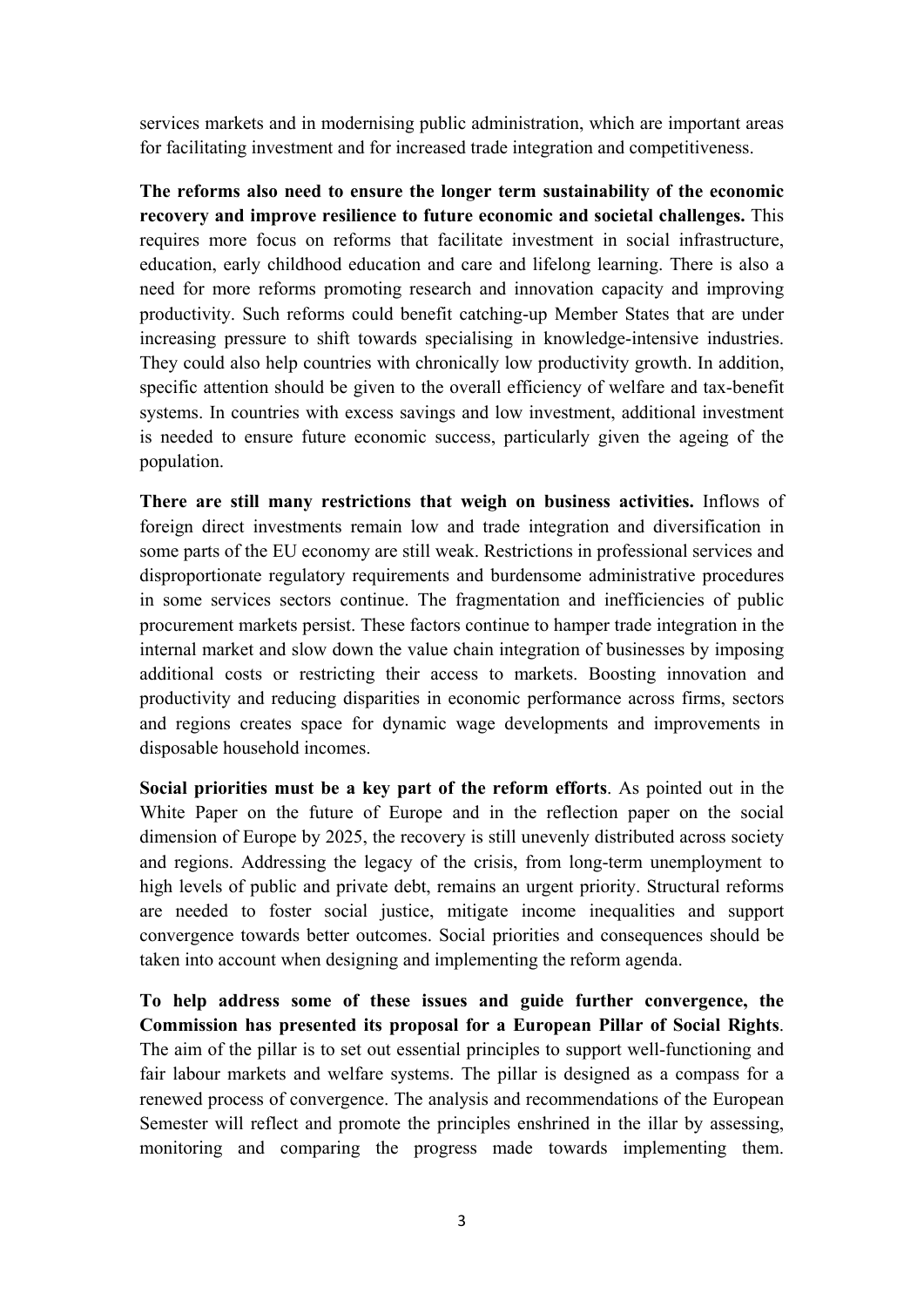services markets and in modernising public administration, which are important areas for facilitating investment and for increased trade integration and competitiveness.

**The reforms also need to ensure the longer term sustainability of the economic recovery and improve resilience to future economic and societal challenges.** This requires more focus on reforms that facilitate investment in social infrastructure, education, early childhood education and care and lifelong learning. There is also a need for more reforms promoting research and innovation capacity and improving productivity. Such reforms could benefit catching-up Member States that are under increasing pressure to shift towards specialising in knowledge-intensive industries. They could also help countries with chronically low productivity growth. In addition, specific attention should be given to the overall efficiency of welfare and tax-benefit systems. In countries with excess savings and low investment, additional investment is needed to ensure future economic success, particularly given the ageing of the population.

**There are still many restrictions that weigh on business activities.** Inflows of foreign direct investments remain low and trade integration and diversification in some parts of the EU economy are still weak. Restrictions in professional services and disproportionate regulatory requirements and burdensome administrative procedures in some services sectors continue. The fragmentation and inefficiencies of public procurement markets persist. These factors continue to hamper trade integration in the internal market and slow down the value chain integration of businesses by imposing additional costs or restricting their access to markets. Boosting innovation and productivity and reducing disparities in economic performance across firms, sectors and regions creates space for dynamic wage developments and improvements in disposable household incomes.

**Social priorities must be a key part of the reform efforts**. As pointed out in the White Paper on the future of Europe and in the reflection paper on the social dimension of Europe by 2025, the recovery is still unevenly distributed across society and regions. Addressing the legacy of the crisis, from long-term unemployment to high levels of public and private debt, remains an urgent priority. Structural reforms are needed to foster social justice, mitigate income inequalities and support convergence towards better outcomes. Social priorities and consequences should be taken into account when designing and implementing the reform agenda.

**To help address some of these issues and guide further convergence, the Commission has presented its proposal for a European Pillar of Social Rights**. The aim of the pillar is to set out essential principles to support well-functioning and fair labour markets and welfare systems. The pillar is designed as a compass for a renewed process of convergence. The analysis and recommendations of the European Semester will reflect and promote the principles enshrined in the illar by assessing, monitoring and comparing the progress made towards implementing them.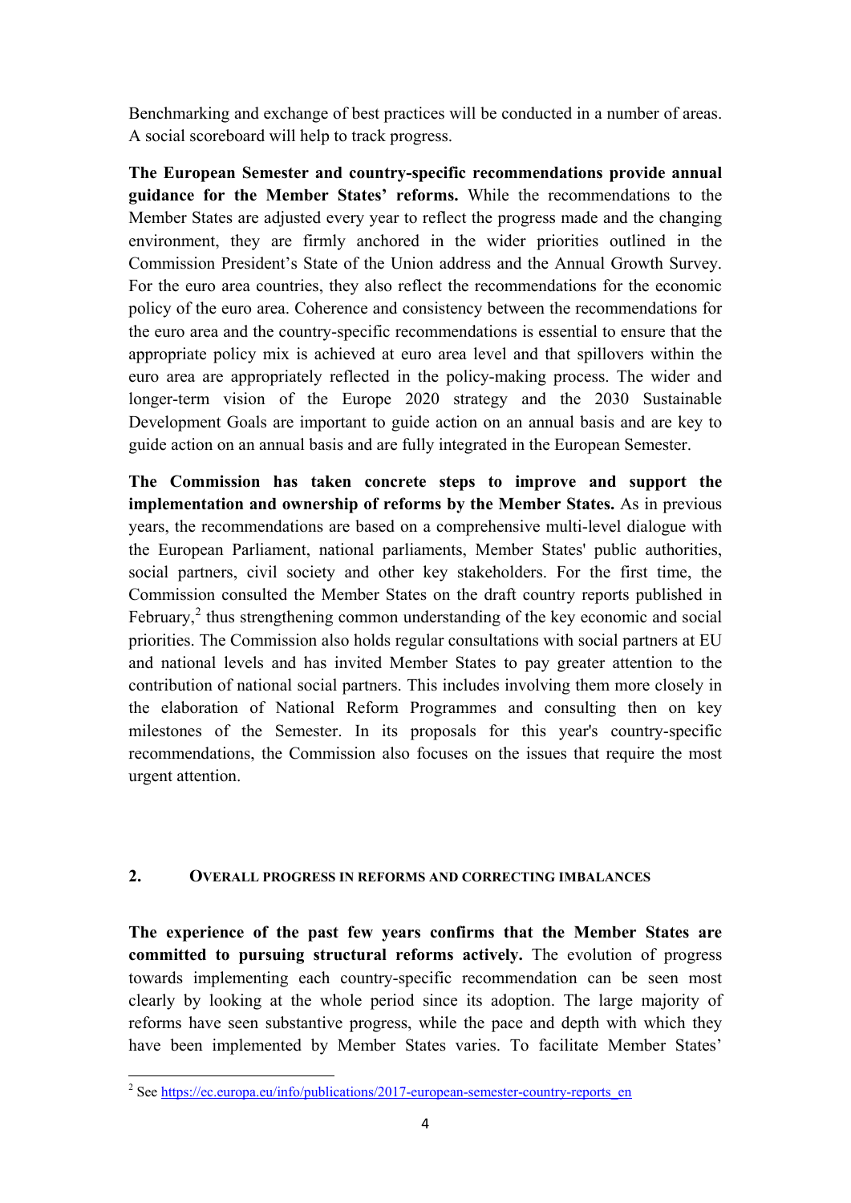Benchmarking and exchange of best practices will be conducted in a number of areas. A social scoreboard will help to track progress.

**The European Semester and country-specific recommendations provide annual guidance for the Member States' reforms.** While the recommendations to the Member States are adjusted every year to reflect the progress made and the changing environment, they are firmly anchored in the wider priorities outlined in the Commission President's State of the Union address and the Annual Growth Survey. For the euro area countries, they also reflect the recommendations for the economic policy of the euro area. Coherence and consistency between the recommendations for the euro area and the country-specific recommendations is essential to ensure that the appropriate policy mix is achieved at euro area level and that spillovers within the euro area are appropriately reflected in the policy-making process. The wider and longer-term vision of the Europe 2020 strategy and the 2030 Sustainable Development Goals are important to guide action on an annual basis and are key to guide action on an annual basis and are fully integrated in the European Semester.

**The Commission has taken concrete steps to improve and support the implementation and ownership of reforms by the Member States.** As in previous years, the recommendations are based on a comprehensive multi-level dialogue with the European Parliament, national parliaments, Member States' public authorities, social partners, civil society and other key stakeholders. For the first time, the Commission consulted the Member States on the draft country reports published in February,[2] thus strengthening common understanding of the key economic and social priorities. The Commission also holds regular consultations with social partners at EU and national levels and has invited Member States to pay greater attention to the contribution of national social partners. This includes involving them more closely in the elaboration of National Reform Programmes and consulting then on key milestones of the Semester. In its proposals for this year's country-specific recommendations, the Commission also focuses on the issues that require the most urgent attention.

## 2. OVERALL PROGRESS IN REFORMS AND CORRECTING IMBALANCES

**The experience of the past few years confirms that the Member States are committed to pursuing structural reforms actively.** The evolution of progress towards implementing each country-specific recommendation can be seen most clearly by looking at the whole period since its adoption. The large majority of reforms have seen substantive progress, while the pace and depth with which they have been implemented by Member States varies. To facilitate Member States'

[2] See https://ec.europa.eu/info/publications/2017-european-semester-country-reports_en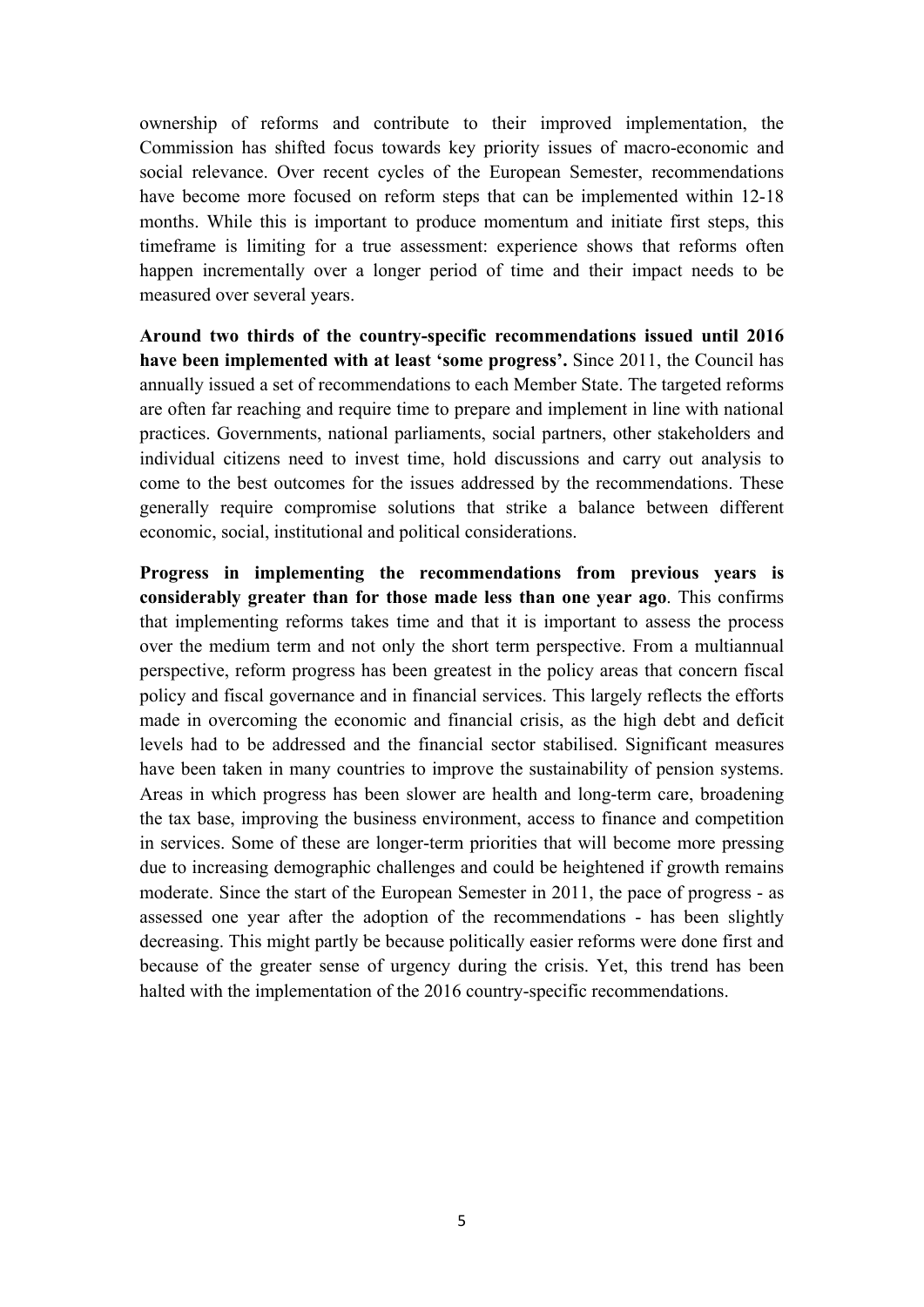ownership of reforms and contribute to their improved implementation, the Commission has shifted focus towards key priority issues of macro-economic and social relevance. Over recent cycles of the European Semester, recommendations have become more focused on reform steps that can be implemented within 12-18 months. While this is important to produce momentum and initiate first steps, this timeframe is limiting for a true assessment: experience shows that reforms often happen incrementally over a longer period of time and their impact needs to be measured over several years.

**Around two thirds of the country-specific recommendations issued until 2016 have been implemented with at least 'some progress'.** Since 2011, the Council has annually issued a set of recommendations to each Member State. The targeted reforms are often far reaching and require time to prepare and implement in line with national practices. Governments, national parliaments, social partners, other stakeholders and individual citizens need to invest time, hold discussions and carry out analysis to come to the best outcomes for the issues addressed by the recommendations. These generally require compromise solutions that strike a balance between different economic, social, institutional and political considerations.

**Progress in implementing the recommendations from previous years is considerably greater than for those made less than one year ago**. This confirms that implementing reforms takes time and that it is important to assess the process over the medium term and not only the short term perspective. From a multiannual perspective, reform progress has been greatest in the policy areas that concern fiscal policy and fiscal governance and in financial services. This largely reflects the efforts made in overcoming the economic and financial crisis, as the high debt and deficit levels had to be addressed and the financial sector stabilised. Significant measures have been taken in many countries to improve the sustainability of pension systems. Areas in which progress has been slower are health and long-term care, broadening the tax base, improving the business environment, access to finance and competition in services. Some of these are longer-term priorities that will become more pressing due to increasing demographic challenges and could be heightened if growth remains moderate. Since the start of the European Semester in 2011, the pace of progress - as assessed one year after the adoption of the recommendations - has been slightly decreasing. This might partly be because politically easier reforms were done first and because of the greater sense of urgency during the crisis. Yet, this trend has been halted with the implementation of the 2016 country-specific recommendations.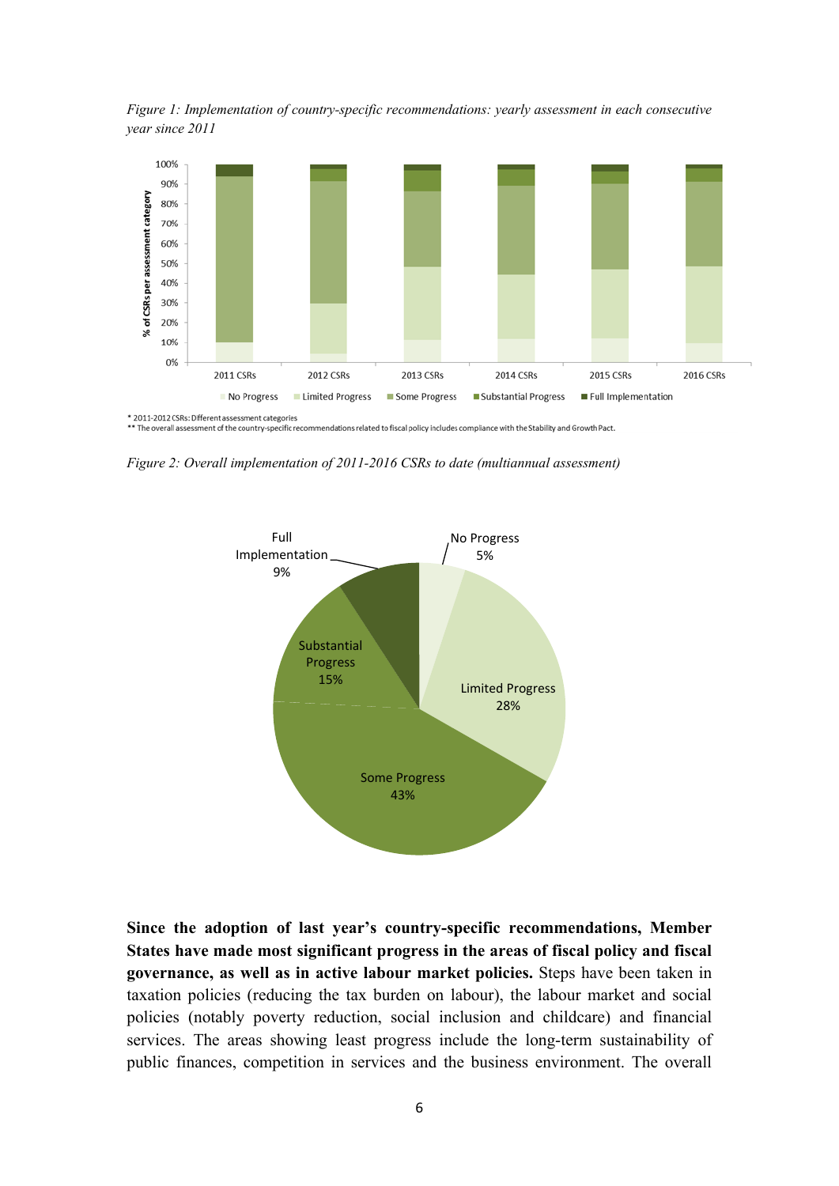*Figure 1: Implementation of country-specific recommendations: yearly assessment in each consecutive year since 2011*

\* 2011-2012 CSRs: Different assessment categories
\*\* The overall assessment of the country-specific recommendations related to fiscal policy includes compliance with the Stability and Growth Pact.

*Figure 2: Overall implementation of 2011-2016 CSRs to date (multiannual assessment)*

**Since the adoption of last year's country-specific recommendations, Member States have made most significant progress in the areas of fiscal policy and fiscal governance, as well as in active labour market policies.** Steps have been taken in taxation policies (reducing the tax burden on labour), the labour market and social policies (notably poverty reduction, social inclusion and childcare) and financial services. The areas showing least progress include the long-term sustainability of public finances, competition in services and the business environment. The overall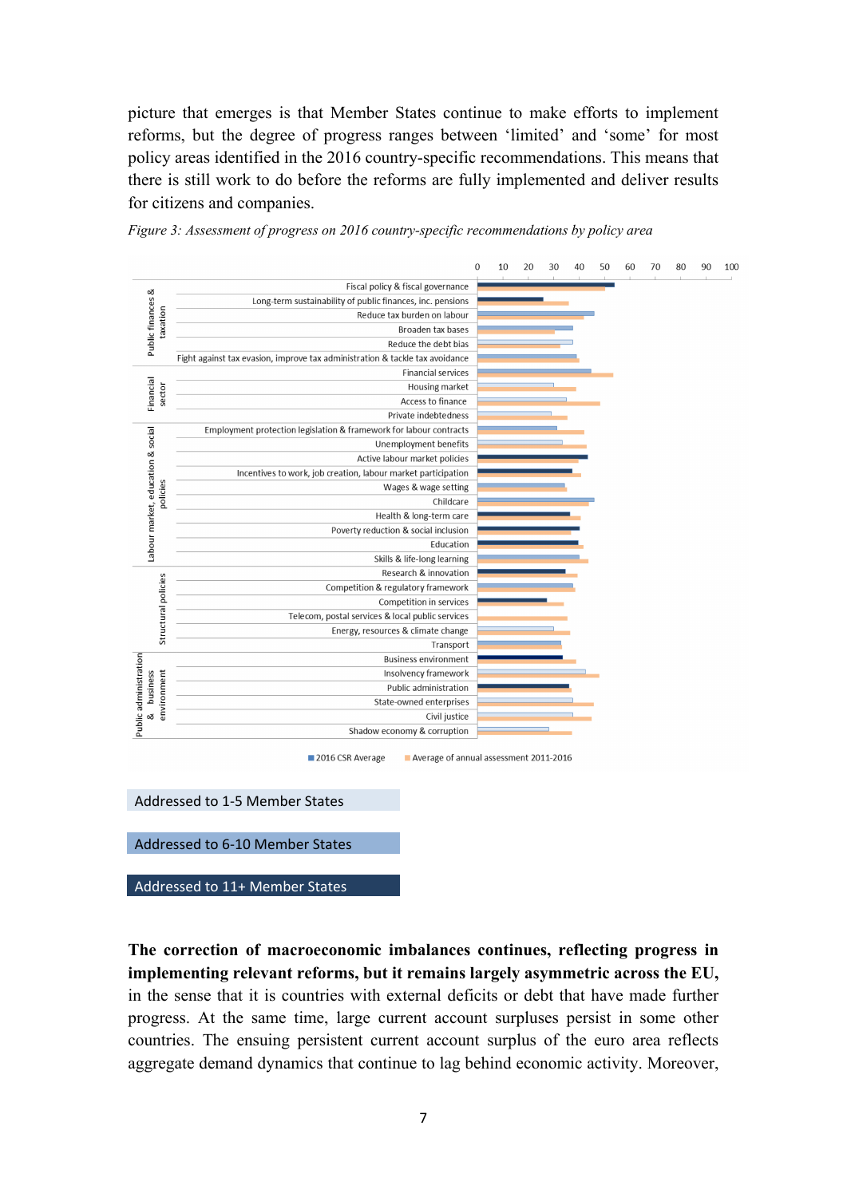picture that emerges is that Member States continue to make efforts to implement reforms, but the degree of progress ranges between 'limited' and 'some' for most policy areas identified in the 2016 country-specific recommendations. This means that there is still work to do before the reforms are fully implemented and deliver results for citizens and companies.

*Figure 3: Assessment of progress on 2016 country-specific recommendations by policy area*

Public finances & taxation
- Fiscal policy & fiscal governance
- Long-term sustainability of public finances, inc. pensions
- Reduce tax burden on labour
- Broaden tax bases
- Reduce the debt bias
- Fight against tax evasion, improve tax administration & tackle tax avoidance

Financial sector
- Financial services
- Housing market
- Access to finance
- Private indebtedness

Labour market, education & social policies
- Employment protection legislation & framework for labour contracts
- Unemployment benefits
- Active labour market policies
- Incentives to work, job creation, labour market participation
- Wages & wage setting
- Childcare
- Health & long-term care
- Poverty reduction & social inclusion
- Education
- Skills & life-long learning

Structural policies
- Research & innovation
- Competition & regulatory framework
- Competition in services
- Telecom, postal services & local public services
- Energy, resources & climate change
- Transport

Public administration & business environment
- Business environment
- Insolvency framework
- Public administration
- State-owned enterprises
- Civil justice
- Shadow economy & corruption

Axis: 0 10 20 30 40 50 60 70 80 90 100

Legend: 2016 CSR Average; Average of annual assessment 2011-2016

Addressed to 1-5 Member States

Addressed to 6-10 Member States

Addressed to 11+ Member States

**The correction of macroeconomic imbalances continues, reflecting progress in implementing relevant reforms, but it remains largely asymmetric across the EU,** in the sense that it is countries with external deficits or debt that have made further progress. At the same time, large current account surpluses persist in some other countries. The ensuing persistent current account surplus of the euro area reflects aggregate demand dynamics that continue to lag behind economic activity. Moreover,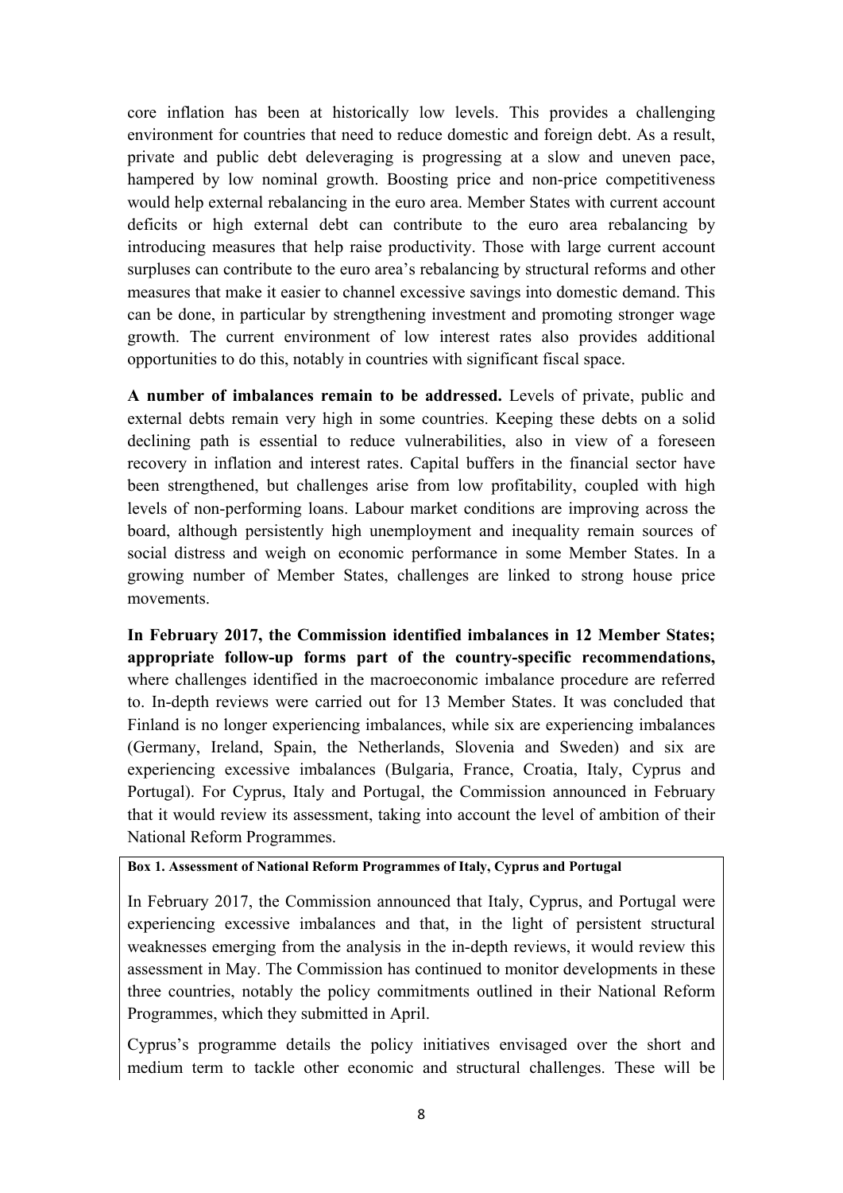core inflation has been at historically low levels. This provides a challenging environment for countries that need to reduce domestic and foreign debt. As a result, private and public debt deleveraging is progressing at a slow and uneven pace, hampered by low nominal growth. Boosting price and non-price competitiveness would help external rebalancing in the euro area. Member States with current account deficits or high external debt can contribute to the euro area rebalancing by introducing measures that help raise productivity. Those with large current account surpluses can contribute to the euro area's rebalancing by structural reforms and other measures that make it easier to channel excessive savings into domestic demand. This can be done, in particular by strengthening investment and promoting stronger wage growth. The current environment of low interest rates also provides additional opportunities to do this, notably in countries with significant fiscal space.

**A number of imbalances remain to be addressed.** Levels of private, public and external debts remain very high in some countries. Keeping these debts on a solid declining path is essential to reduce vulnerabilities, also in view of a foreseen recovery in inflation and interest rates. Capital buffers in the financial sector have been strengthened, but challenges arise from low profitability, coupled with high levels of non-performing loans. Labour market conditions are improving across the board, although persistently high unemployment and inequality remain sources of social distress and weigh on economic performance in some Member States. In a growing number of Member States, challenges are linked to strong house price movements.

**In February 2017, the Commission identified imbalances in 12 Member States; appropriate follow-up forms part of the country-specific recommendations,** where challenges identified in the macroeconomic imbalance procedure are referred to. In-depth reviews were carried out for 13 Member States. It was concluded that Finland is no longer experiencing imbalances, while six are experiencing imbalances (Germany, Ireland, Spain, the Netherlands, Slovenia and Sweden) and six are experiencing excessive imbalances (Bulgaria, France, Croatia, Italy, Cyprus and Portugal). For Cyprus, Italy and Portugal, the Commission announced in February that it would review its assessment, taking into account the level of ambition of their National Reform Programmes.

**Box 1. Assessment of National Reform Programmes of Italy, Cyprus and Portugal**

In February 2017, the Commission announced that Italy, Cyprus, and Portugal were experiencing excessive imbalances and that, in the light of persistent structural weaknesses emerging from the analysis in the in-depth reviews, it would review this assessment in May. The Commission has continued to monitor developments in these three countries, notably the policy commitments outlined in their National Reform Programmes, which they submitted in April.

Cyprus's programme details the policy initiatives envisaged over the short and medium term to tackle other economic and structural challenges. These will be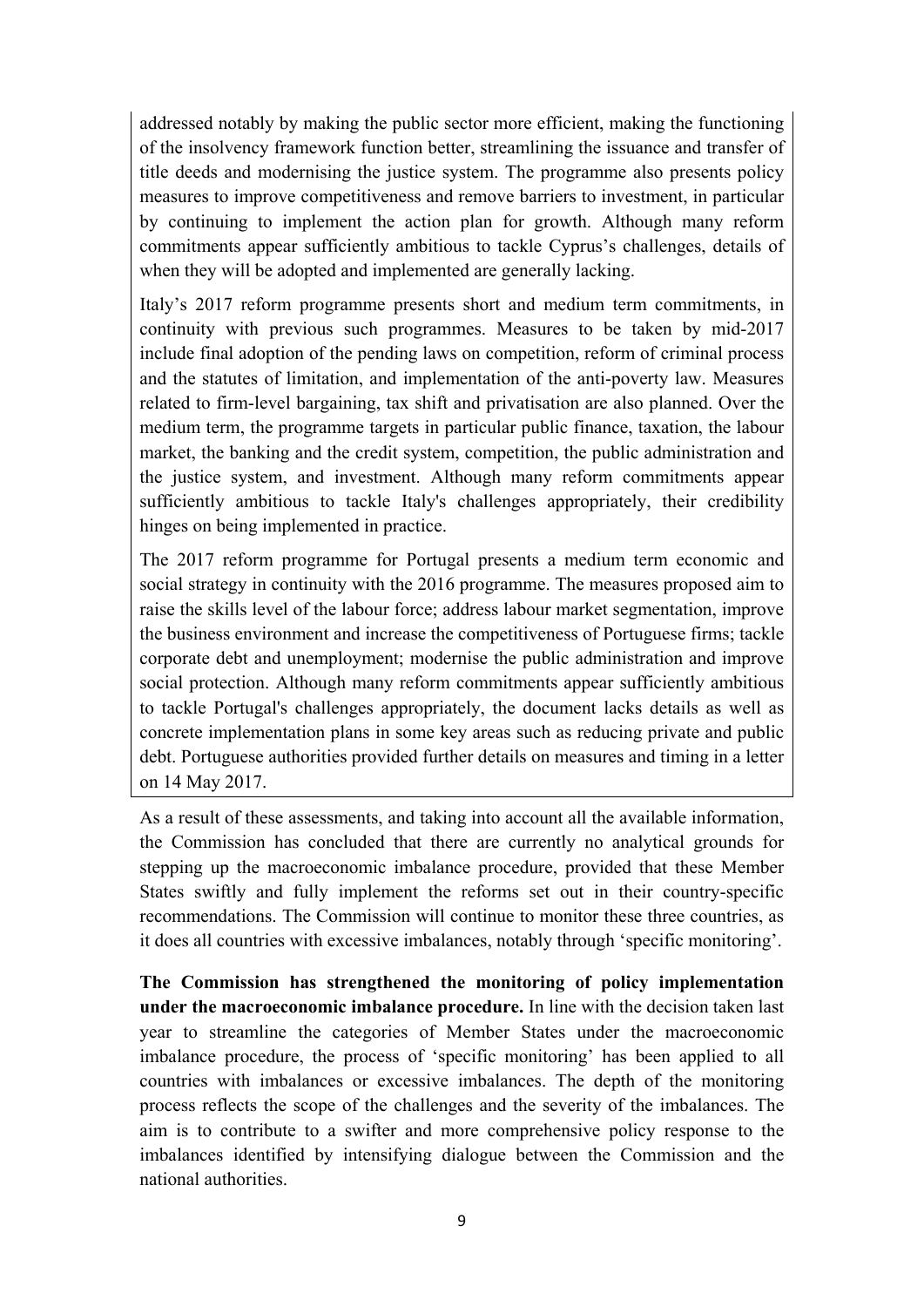addressed notably by making the public sector more efficient, making the functioning of the insolvency framework function better, streamlining the issuance and transfer of title deeds and modernising the justice system. The programme also presents policy measures to improve competitiveness and remove barriers to investment, in particular by continuing to implement the action plan for growth. Although many reform commitments appear sufficiently ambitious to tackle Cyprus's challenges, details of when they will be adopted and implemented are generally lacking.

Italy's 2017 reform programme presents short and medium term commitments, in continuity with previous such programmes. Measures to be taken by mid-2017 include final adoption of the pending laws on competition, reform of criminal process and the statutes of limitation, and implementation of the anti-poverty law. Measures related to firm-level bargaining, tax shift and privatisation are also planned. Over the medium term, the programme targets in particular public finance, taxation, the labour market, the banking and the credit system, competition, the public administration and the justice system, and investment. Although many reform commitments appear sufficiently ambitious to tackle Italy's challenges appropriately, their credibility hinges on being implemented in practice.

The 2017 reform programme for Portugal presents a medium term economic and social strategy in continuity with the 2016 programme. The measures proposed aim to raise the skills level of the labour force; address labour market segmentation, improve the business environment and increase the competitiveness of Portuguese firms; tackle corporate debt and unemployment; modernise the public administration and improve social protection. Although many reform commitments appear sufficiently ambitious to tackle Portugal's challenges appropriately, the document lacks details as well as concrete implementation plans in some key areas such as reducing private and public debt. Portuguese authorities provided further details on measures and timing in a letter on 14 May 2017.

As a result of these assessments, and taking into account all the available information, the Commission has concluded that there are currently no analytical grounds for stepping up the macroeconomic imbalance procedure, provided that these Member States swiftly and fully implement the reforms set out in their country-specific recommendations. The Commission will continue to monitor these three countries, as it does all countries with excessive imbalances, notably through 'specific monitoring'.

**The Commission has strengthened the monitoring of policy implementation under the macroeconomic imbalance procedure.** In line with the decision taken last year to streamline the categories of Member States under the macroeconomic imbalance procedure, the process of 'specific monitoring' has been applied to all countries with imbalances or excessive imbalances. The depth of the monitoring process reflects the scope of the challenges and the severity of the imbalances. The aim is to contribute to a swifter and more comprehensive policy response to the imbalances identified by intensifying dialogue between the Commission and the national authorities.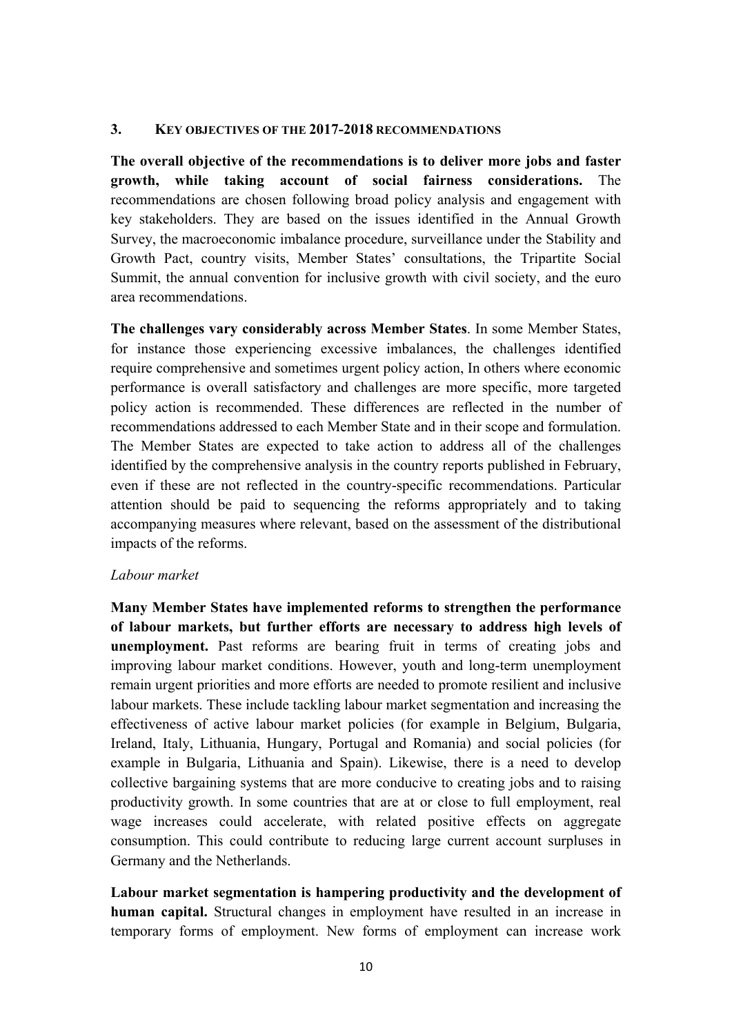## 3. KEY OBJECTIVES OF THE 2017-2018 RECOMMENDATIONS

**The overall objective of the recommendations is to deliver more jobs and faster growth, while taking account of social fairness considerations.** The recommendations are chosen following broad policy analysis and engagement with key stakeholders. They are based on the issues identified in the Annual Growth Survey, the macroeconomic imbalance procedure, surveillance under the Stability and Growth Pact, country visits, Member States' consultations, the Tripartite Social Summit, the annual convention for inclusive growth with civil society, and the euro area recommendations.

**The challenges vary considerably across Member States**. In some Member States, for instance those experiencing excessive imbalances, the challenges identified require comprehensive and sometimes urgent policy action, In others where economic performance is overall satisfactory and challenges are more specific, more targeted policy action is recommended. These differences are reflected in the number of recommendations addressed to each Member State and in their scope and formulation. The Member States are expected to take action to address all of the challenges identified by the comprehensive analysis in the country reports published in February, even if these are not reflected in the country-specific recommendations. Particular attention should be paid to sequencing the reforms appropriately and to taking accompanying measures where relevant, based on the assessment of the distributional impacts of the reforms.

*Labour market*

**Many Member States have implemented reforms to strengthen the performance of labour markets, but further efforts are necessary to address high levels of unemployment.** Past reforms are bearing fruit in terms of creating jobs and improving labour market conditions. However, youth and long-term unemployment remain urgent priorities and more efforts are needed to promote resilient and inclusive labour markets. These include tackling labour market segmentation and increasing the effectiveness of active labour market policies (for example in Belgium, Bulgaria, Ireland, Italy, Lithuania, Hungary, Portugal and Romania) and social policies (for example in Bulgaria, Lithuania and Spain). Likewise, there is a need to develop collective bargaining systems that are more conducive to creating jobs and to raising productivity growth. In some countries that are at or close to full employment, real wage increases could accelerate, with related positive effects on aggregate consumption. This could contribute to reducing large current account surpluses in Germany and the Netherlands.

**Labour market segmentation is hampering productivity and the development of human capital.** Structural changes in employment have resulted in an increase in temporary forms of employment. New forms of employment can increase work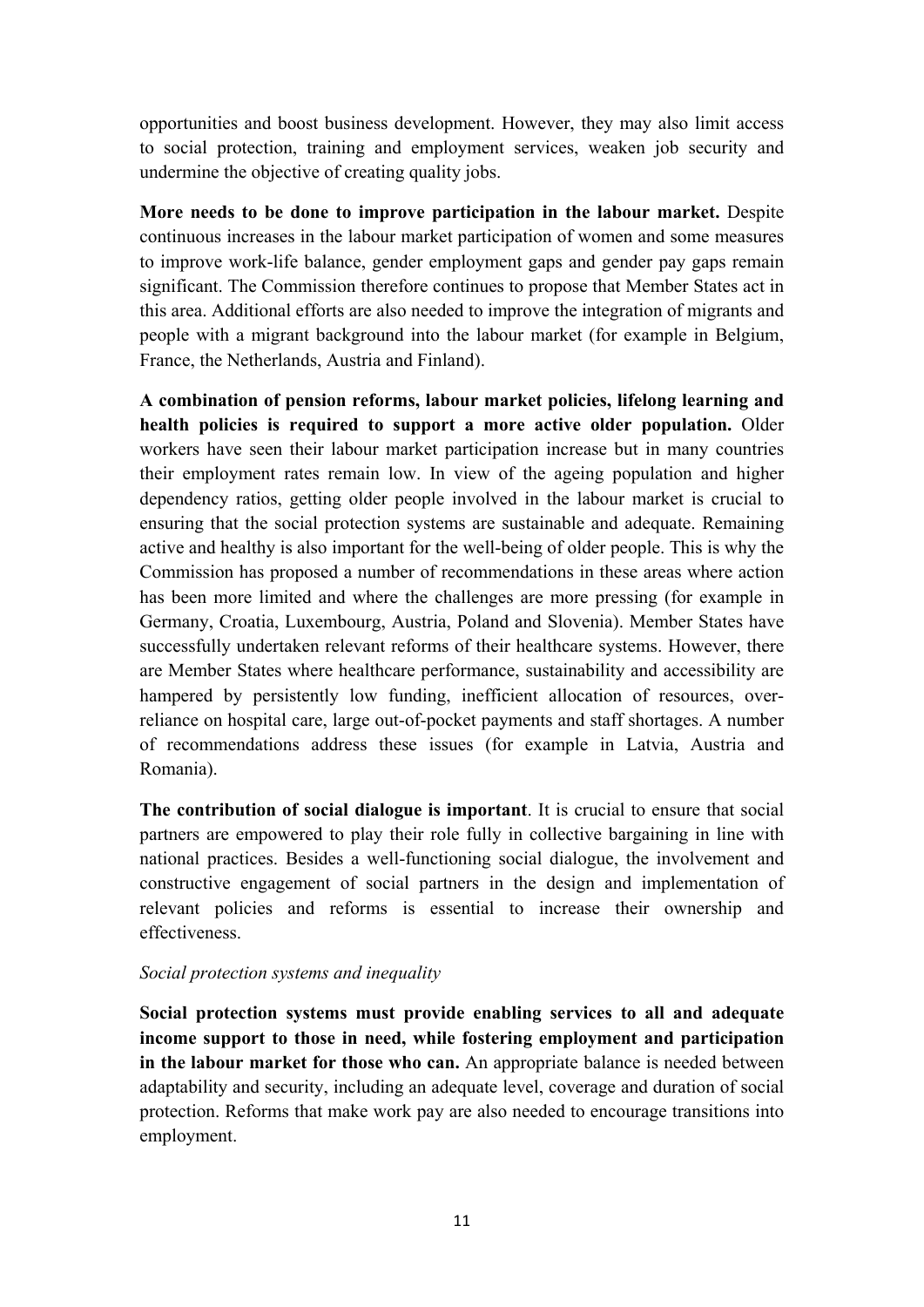opportunities and boost business development. However, they may also limit access to social protection, training and employment services, weaken job security and undermine the objective of creating quality jobs.

**More needs to be done to improve participation in the labour market.** Despite continuous increases in the labour market participation of women and some measures to improve work-life balance, gender employment gaps and gender pay gaps remain significant. The Commission therefore continues to propose that Member States act in this area. Additional efforts are also needed to improve the integration of migrants and people with a migrant background into the labour market (for example in Belgium, France, the Netherlands, Austria and Finland).

**A combination of pension reforms, labour market policies, lifelong learning and health policies is required to support a more active older population.** Older workers have seen their labour market participation increase but in many countries their employment rates remain low. In view of the ageing population and higher dependency ratios, getting older people involved in the labour market is crucial to ensuring that the social protection systems are sustainable and adequate. Remaining active and healthy is also important for the well-being of older people. This is why the Commission has proposed a number of recommendations in these areas where action has been more limited and where the challenges are more pressing (for example in Germany, Croatia, Luxembourg, Austria, Poland and Slovenia). Member States have successfully undertaken relevant reforms of their healthcare systems. However, there are Member States where healthcare performance, sustainability and accessibility are hampered by persistently low funding, inefficient allocation of resources, over-reliance on hospital care, large out-of-pocket payments and staff shortages. A number of recommendations address these issues (for example in Latvia, Austria and Romania).

**The contribution of social dialogue is important**. It is crucial to ensure that social partners are empowered to play their role fully in collective bargaining in line with national practices. Besides a well-functioning social dialogue, the involvement and constructive engagement of social partners in the design and implementation of relevant policies and reforms is essential to increase their ownership and effectiveness.

*Social protection systems and inequality*

**Social protection systems must provide enabling services to all and adequate income support to those in need, while fostering employment and participation in the labour market for those who can.** An appropriate balance is needed between adaptability and security, including an adequate level, coverage and duration of social protection. Reforms that make work pay are also needed to encourage transitions into employment.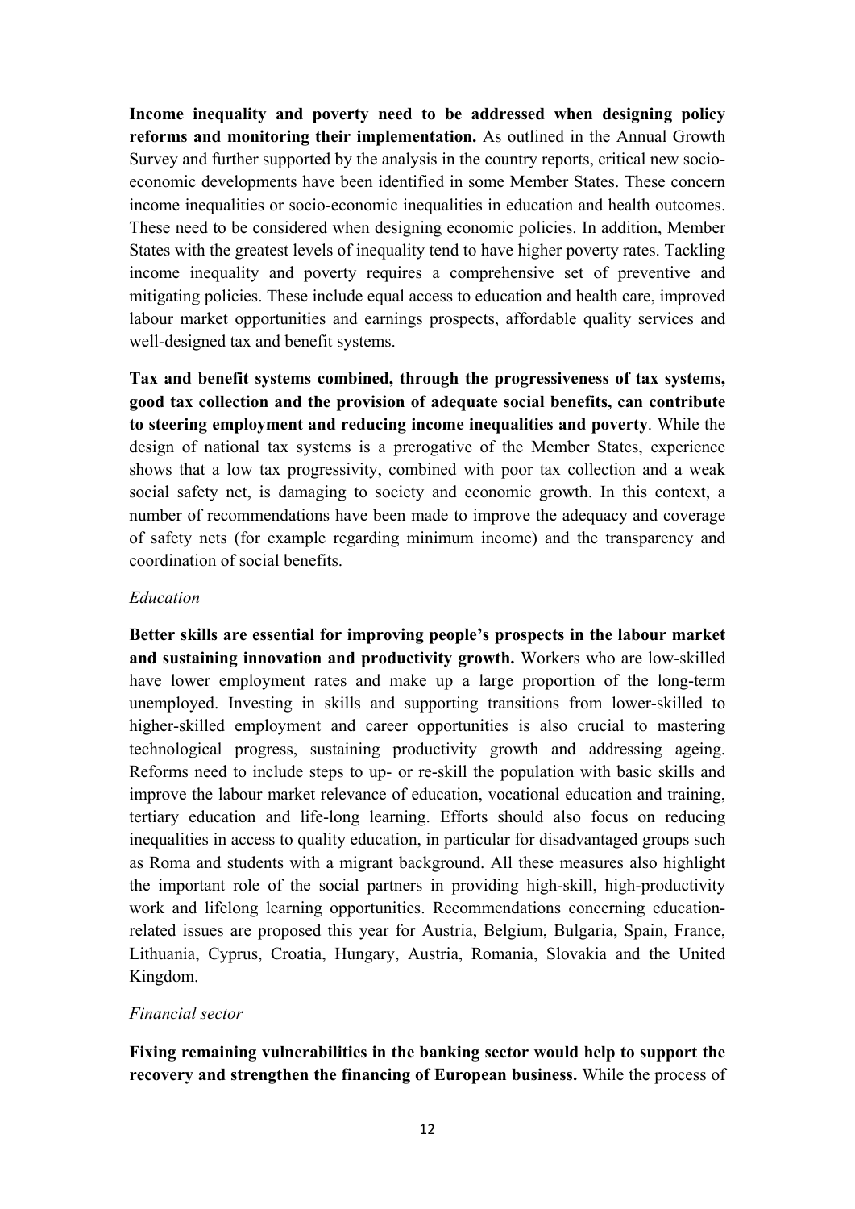**Income inequality and poverty need to be addressed when designing policy reforms and monitoring their implementation.** As outlined in the Annual Growth Survey and further supported by the analysis in the country reports, critical new socio-economic developments have been identified in some Member States. These concern income inequalities or socio-economic inequalities in education and health outcomes. These need to be considered when designing economic policies. In addition, Member States with the greatest levels of inequality tend to have higher poverty rates. Tackling income inequality and poverty requires a comprehensive set of preventive and mitigating policies. These include equal access to education and health care, improved labour market opportunities and earnings prospects, affordable quality services and well-designed tax and benefit systems.

**Tax and benefit systems combined, through the progressiveness of tax systems, good tax collection and the provision of adequate social benefits, can contribute to steering employment and reducing income inequalities and poverty**. While the design of national tax systems is a prerogative of the Member States, experience shows that a low tax progressivity, combined with poor tax collection and a weak social safety net, is damaging to society and economic growth. In this context, a number of recommendations have been made to improve the adequacy and coverage of safety nets (for example regarding minimum income) and the transparency and coordination of social benefits.

*Education*

**Better skills are essential for improving people's prospects in the labour market and sustaining innovation and productivity growth.** Workers who are low-skilled have lower employment rates and make up a large proportion of the long-term unemployed. Investing in skills and supporting transitions from lower-skilled to higher-skilled employment and career opportunities is also crucial to mastering technological progress, sustaining productivity growth and addressing ageing. Reforms need to include steps to up- or re-skill the population with basic skills and improve the labour market relevance of education, vocational education and training, tertiary education and life-long learning. Efforts should also focus on reducing inequalities in access to quality education, in particular for disadvantaged groups such as Roma and students with a migrant background. All these measures also highlight the important role of the social partners in providing high-skill, high-productivity work and lifelong learning opportunities. Recommendations concerning education-related issues are proposed this year for Austria, Belgium, Bulgaria, Spain, France, Lithuania, Cyprus, Croatia, Hungary, Austria, Romania, Slovakia and the United Kingdom.

*Financial sector*

**Fixing remaining vulnerabilities in the banking sector would help to support the recovery and strengthen the financing of European business.** While the process of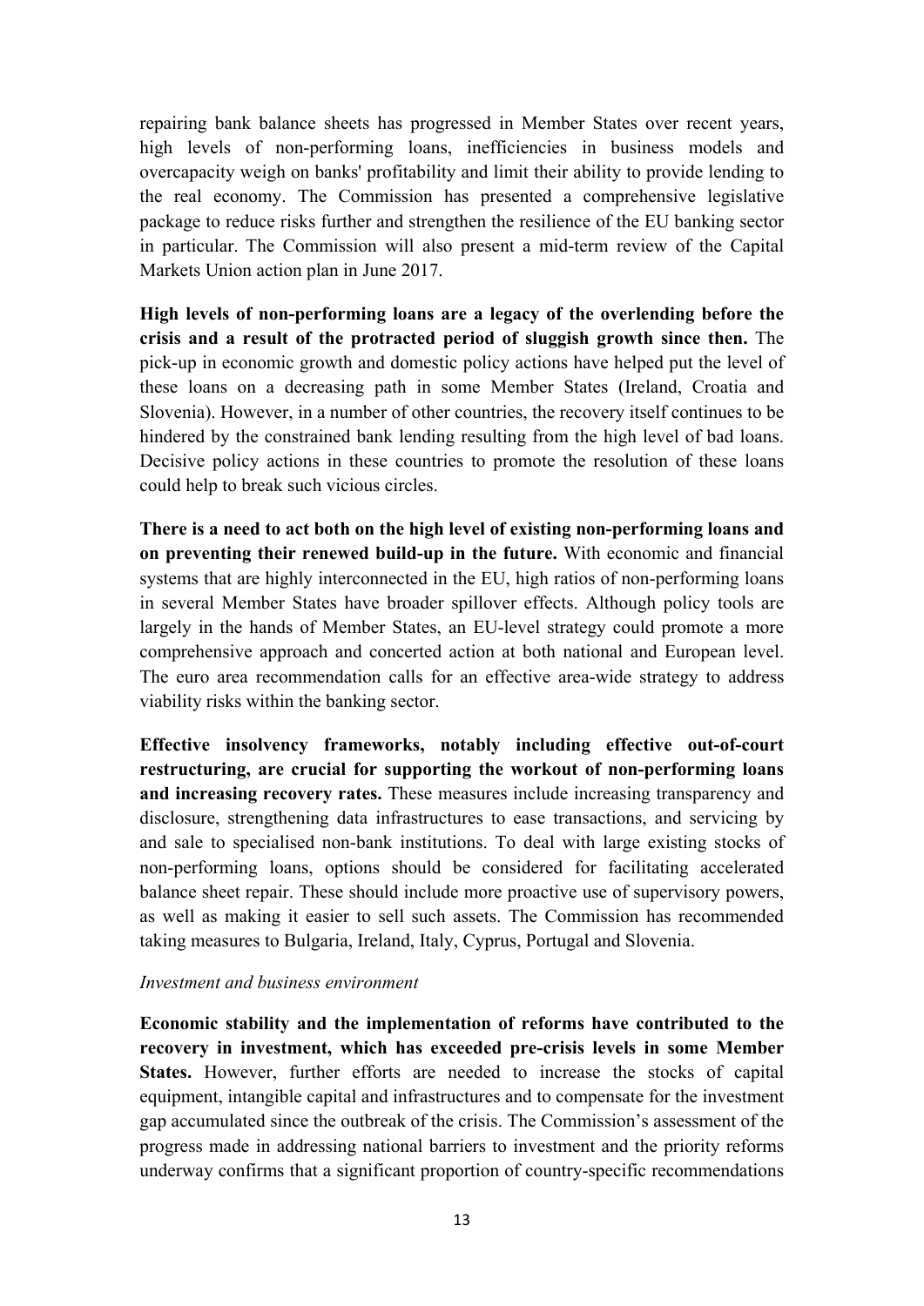repairing bank balance sheets has progressed in Member States over recent years, high levels of non-performing loans, inefficiencies in business models and overcapacity weigh on banks' profitability and limit their ability to provide lending to the real economy. The Commission has presented a comprehensive legislative package to reduce risks further and strengthen the resilience of the EU banking sector in particular. The Commission will also present a mid-term review of the Capital Markets Union action plan in June 2017.

**High levels of non-performing loans are a legacy of the overlending before the crisis and a result of the protracted period of sluggish growth since then.** The pick-up in economic growth and domestic policy actions have helped put the level of these loans on a decreasing path in some Member States (Ireland, Croatia and Slovenia). However, in a number of other countries, the recovery itself continues to be hindered by the constrained bank lending resulting from the high level of bad loans. Decisive policy actions in these countries to promote the resolution of these loans could help to break such vicious circles.

**There is a need to act both on the high level of existing non-performing loans and on preventing their renewed build-up in the future.** With economic and financial systems that are highly interconnected in the EU, high ratios of non-performing loans in several Member States have broader spillover effects. Although policy tools are largely in the hands of Member States, an EU-level strategy could promote a more comprehensive approach and concerted action at both national and European level. The euro area recommendation calls for an effective area-wide strategy to address viability risks within the banking sector.

**Effective insolvency frameworks, notably including effective out-of-court restructuring, are crucial for supporting the workout of non-performing loans and increasing recovery rates.** These measures include increasing transparency and disclosure, strengthening data infrastructures to ease transactions, and servicing by and sale to specialised non-bank institutions. To deal with large existing stocks of non-performing loans, options should be considered for facilitating accelerated balance sheet repair. These should include more proactive use of supervisory powers, as well as making it easier to sell such assets. The Commission has recommended taking measures to Bulgaria, Ireland, Italy, Cyprus, Portugal and Slovenia.

*Investment and business environment*

**Economic stability and the implementation of reforms have contributed to the recovery in investment, which has exceeded pre-crisis levels in some Member States.** However, further efforts are needed to increase the stocks of capital equipment, intangible capital and infrastructures and to compensate for the investment gap accumulated since the outbreak of the crisis. The Commission's assessment of the progress made in addressing national barriers to investment and the priority reforms underway confirms that a significant proportion of country-specific recommendations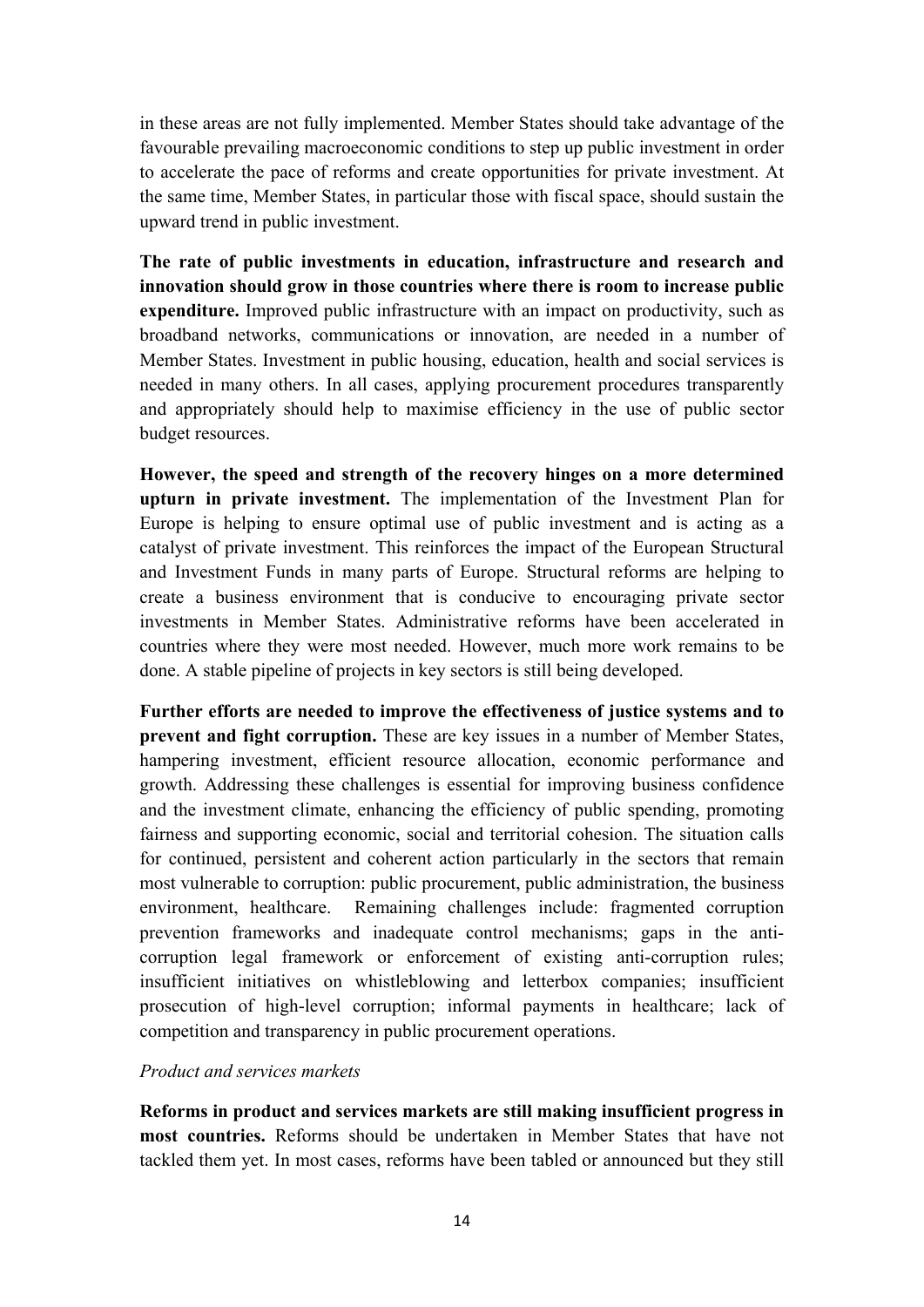in these areas are not fully implemented. Member States should take advantage of the favourable prevailing macroeconomic conditions to step up public investment in order to accelerate the pace of reforms and create opportunities for private investment. At the same time, Member States, in particular those with fiscal space, should sustain the upward trend in public investment.

**The rate of public investments in education, infrastructure and research and innovation should grow in those countries where there is room to increase public expenditure.** Improved public infrastructure with an impact on productivity, such as broadband networks, communications or innovation, are needed in a number of Member States. Investment in public housing, education, health and social services is needed in many others. In all cases, applying procurement procedures transparently and appropriately should help to maximise efficiency in the use of public sector budget resources.

**However, the speed and strength of the recovery hinges on a more determined upturn in private investment.** The implementation of the Investment Plan for Europe is helping to ensure optimal use of public investment and is acting as a catalyst of private investment. This reinforces the impact of the European Structural and Investment Funds in many parts of Europe. Structural reforms are helping to create a business environment that is conducive to encouraging private sector investments in Member States. Administrative reforms have been accelerated in countries where they were most needed. However, much more work remains to be done. A stable pipeline of projects in key sectors is still being developed.

**Further efforts are needed to improve the effectiveness of justice systems and to prevent and fight corruption.** These are key issues in a number of Member States, hampering investment, efficient resource allocation, economic performance and growth. Addressing these challenges is essential for improving business confidence and the investment climate, enhancing the efficiency of public spending, promoting fairness and supporting economic, social and territorial cohesion. The situation calls for continued, persistent and coherent action particularly in the sectors that remain most vulnerable to corruption: public procurement, public administration, the business environment, healthcare. Remaining challenges include: fragmented corruption prevention frameworks and inadequate control mechanisms; gaps in the anti-corruption legal framework or enforcement of existing anti-corruption rules; insufficient initiatives on whistleblowing and letterbox companies; insufficient prosecution of high-level corruption; informal payments in healthcare; lack of competition and transparency in public procurement operations.

*Product and services markets*

**Reforms in product and services markets are still making insufficient progress in most countries.** Reforms should be undertaken in Member States that have not tackled them yet. In most cases, reforms have been tabled or announced but they still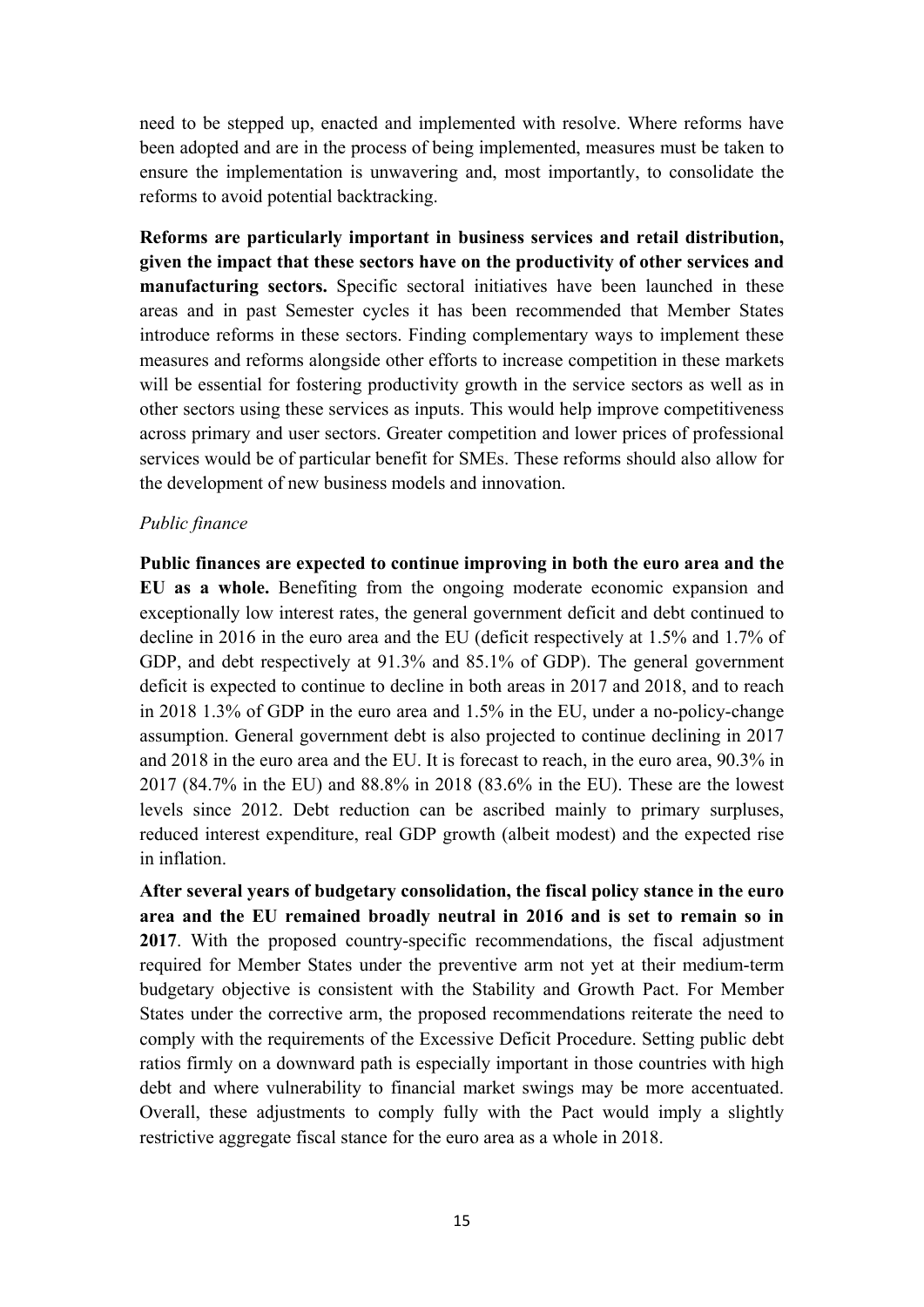need to be stepped up, enacted and implemented with resolve. Where reforms have been adopted and are in the process of being implemented, measures must be taken to ensure the implementation is unwavering and, most importantly, to consolidate the reforms to avoid potential backtracking.

**Reforms are particularly important in business services and retail distribution, given the impact that these sectors have on the productivity of other services and manufacturing sectors.** Specific sectoral initiatives have been launched in these areas and in past Semester cycles it has been recommended that Member States introduce reforms in these sectors. Finding complementary ways to implement these measures and reforms alongside other efforts to increase competition in these markets will be essential for fostering productivity growth in the service sectors as well as in other sectors using these services as inputs. This would help improve competitiveness across primary and user sectors. Greater competition and lower prices of professional services would be of particular benefit for SMEs. These reforms should also allow for the development of new business models and innovation.

*Public finance*

**Public finances are expected to continue improving in both the euro area and the EU as a whole.** Benefiting from the ongoing moderate economic expansion and exceptionally low interest rates, the general government deficit and debt continued to decline in 2016 in the euro area and the EU (deficit respectively at 1.5% and 1.7% of GDP, and debt respectively at 91.3% and 85.1% of GDP). The general government deficit is expected to continue to decline in both areas in 2017 and 2018, and to reach in 2018 1.3% of GDP in the euro area and 1.5% in the EU, under a no-policy-change assumption. General government debt is also projected to continue declining in 2017 and 2018 in the euro area and the EU. It is forecast to reach, in the euro area, 90.3% in 2017 (84.7% in the EU) and 88.8% in 2018 (83.6% in the EU). These are the lowest levels since 2012. Debt reduction can be ascribed mainly to primary surpluses, reduced interest expenditure, real GDP growth (albeit modest) and the expected rise in inflation.

**After several years of budgetary consolidation, the fiscal policy stance in the euro area and the EU remained broadly neutral in 2016 and is set to remain so in 2017**. With the proposed country-specific recommendations, the fiscal adjustment required for Member States under the preventive arm not yet at their medium-term budgetary objective is consistent with the Stability and Growth Pact. For Member States under the corrective arm, the proposed recommendations reiterate the need to comply with the requirements of the Excessive Deficit Procedure. Setting public debt ratios firmly on a downward path is especially important in those countries with high debt and where vulnerability to financial market swings may be more accentuated. Overall, these adjustments to comply fully with the Pact would imply a slightly restrictive aggregate fiscal stance for the euro area as a whole in 2018.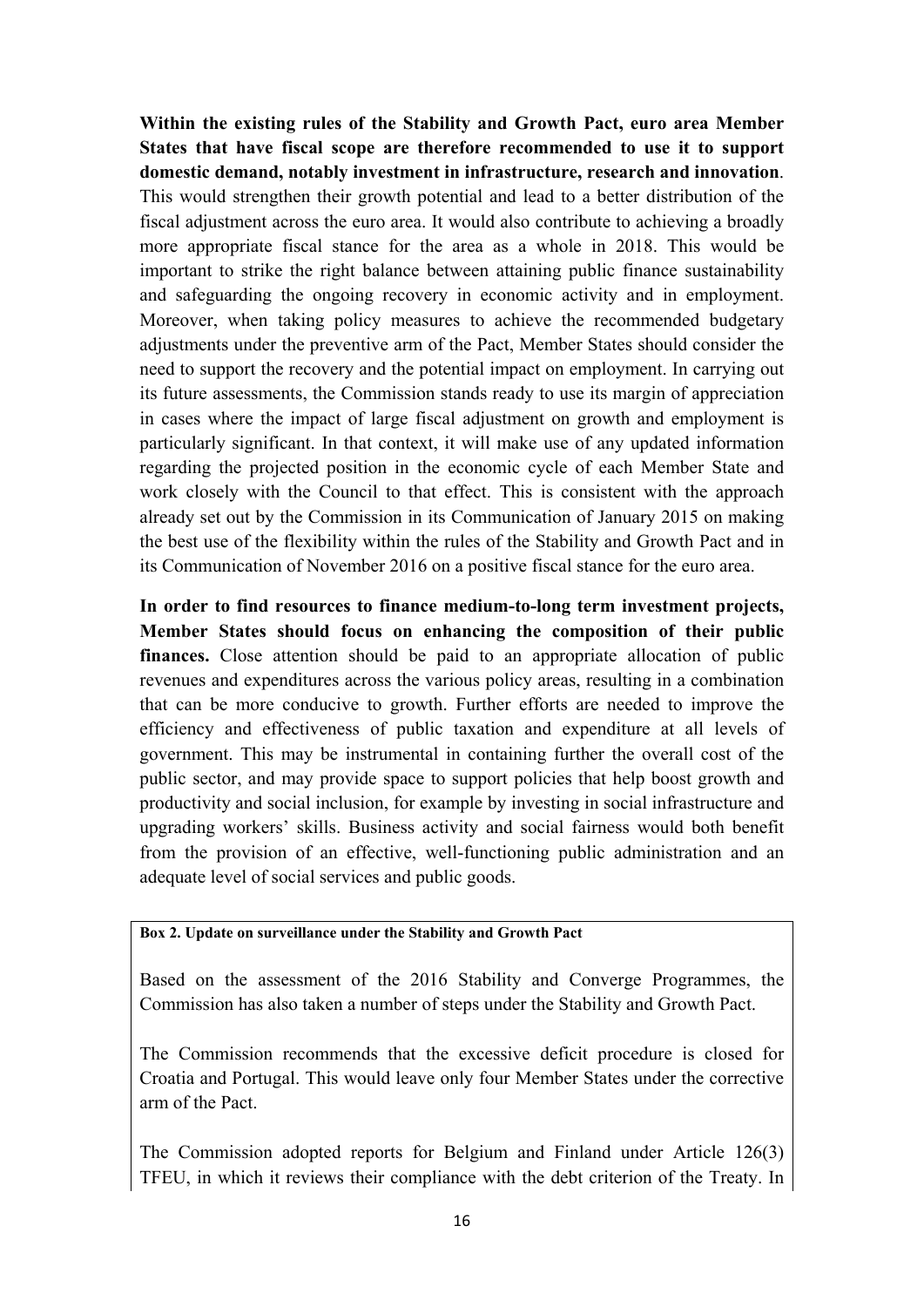**Within the existing rules of the Stability and Growth Pact, euro area Member States that have fiscal scope are therefore recommended to use it to support domestic demand, notably investment in infrastructure, research and innovation**. This would strengthen their growth potential and lead to a better distribution of the fiscal adjustment across the euro area. It would also contribute to achieving a broadly more appropriate fiscal stance for the area as a whole in 2018. This would be important to strike the right balance between attaining public finance sustainability and safeguarding the ongoing recovery in economic activity and in employment. Moreover, when taking policy measures to achieve the recommended budgetary adjustments under the preventive arm of the Pact, Member States should consider the need to support the recovery and the potential impact on employment. In carrying out its future assessments, the Commission stands ready to use its margin of appreciation in cases where the impact of large fiscal adjustment on growth and employment is particularly significant. In that context, it will make use of any updated information regarding the projected position in the economic cycle of each Member State and work closely with the Council to that effect. This is consistent with the approach already set out by the Commission in its Communication of January 2015 on making the best use of the flexibility within the rules of the Stability and Growth Pact and in its Communication of November 2016 on a positive fiscal stance for the euro area.

**In order to find resources to finance medium-to-long term investment projects, Member States should focus on enhancing the composition of their public finances.** Close attention should be paid to an appropriate allocation of public revenues and expenditures across the various policy areas, resulting in a combination that can be more conducive to growth. Further efforts are needed to improve the efficiency and effectiveness of public taxation and expenditure at all levels of government. This may be instrumental in containing further the overall cost of the public sector, and may provide space to support policies that help boost growth and productivity and social inclusion, for example by investing in social infrastructure and upgrading workers' skills. Business activity and social fairness would both benefit from the provision of an effective, well-functioning public administration and an adequate level of social services and public goods.

**Box 2. Update on surveillance under the Stability and Growth Pact**

Based on the assessment of the 2016 Stability and Converge Programmes, the Commission has also taken a number of steps under the Stability and Growth Pact.

The Commission recommends that the excessive deficit procedure is closed for Croatia and Portugal. This would leave only four Member States under the corrective arm of the Pact.

The Commission adopted reports for Belgium and Finland under Article 126(3) TFEU, in which it reviews their compliance with the debt criterion of the Treaty. In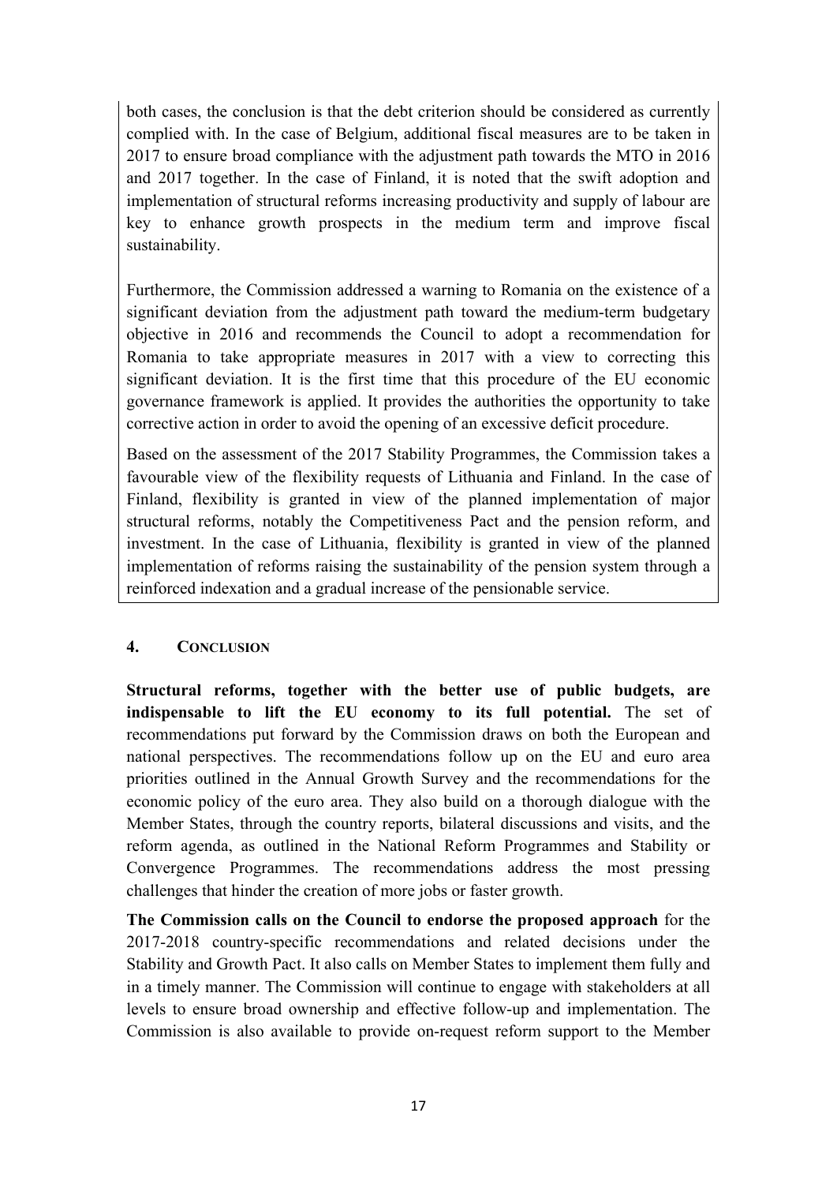both cases, the conclusion is that the debt criterion should be considered as currently complied with. In the case of Belgium, additional fiscal measures are to be taken in 2017 to ensure broad compliance with the adjustment path towards the MTO in 2016 and 2017 together. In the case of Finland, it is noted that the swift adoption and implementation of structural reforms increasing productivity and supply of labour are key to enhance growth prospects in the medium term and improve fiscal sustainability.

Furthermore, the Commission addressed a warning to Romania on the existence of a significant deviation from the adjustment path toward the medium-term budgetary objective in 2016 and recommends the Council to adopt a recommendation for Romania to take appropriate measures in 2017 with a view to correcting this significant deviation. It is the first time that this procedure of the EU economic governance framework is applied. It provides the authorities the opportunity to take corrective action in order to avoid the opening of an excessive deficit procedure.

Based on the assessment of the 2017 Stability Programmes, the Commission takes a favourable view of the flexibility requests of Lithuania and Finland. In the case of Finland, flexibility is granted in view of the planned implementation of major structural reforms, notably the Competitiveness Pact and the pension reform, and investment. In the case of Lithuania, flexibility is granted in view of the planned implementation of reforms raising the sustainability of the pension system through a reinforced indexation and a gradual increase of the pensionable service.

## 4. Conclusion

**Structural reforms, together with the better use of public budgets, are indispensable to lift the EU economy to its full potential.** The set of recommendations put forward by the Commission draws on both the European and national perspectives. The recommendations follow up on the EU and euro area priorities outlined in the Annual Growth Survey and the recommendations for the economic policy of the euro area. They also build on a thorough dialogue with the Member States, through the country reports, bilateral discussions and visits, and the reform agenda, as outlined in the National Reform Programmes and Stability or Convergence Programmes. The recommendations address the most pressing challenges that hinder the creation of more jobs or faster growth.

**The Commission calls on the Council to endorse the proposed approach** for the 2017-2018 country-specific recommendations and related decisions under the Stability and Growth Pact. It also calls on Member States to implement them fully and in a timely manner. The Commission will continue to engage with stakeholders at all levels to ensure broad ownership and effective follow-up and implementation. The Commission is also available to provide on-request reform support to the Member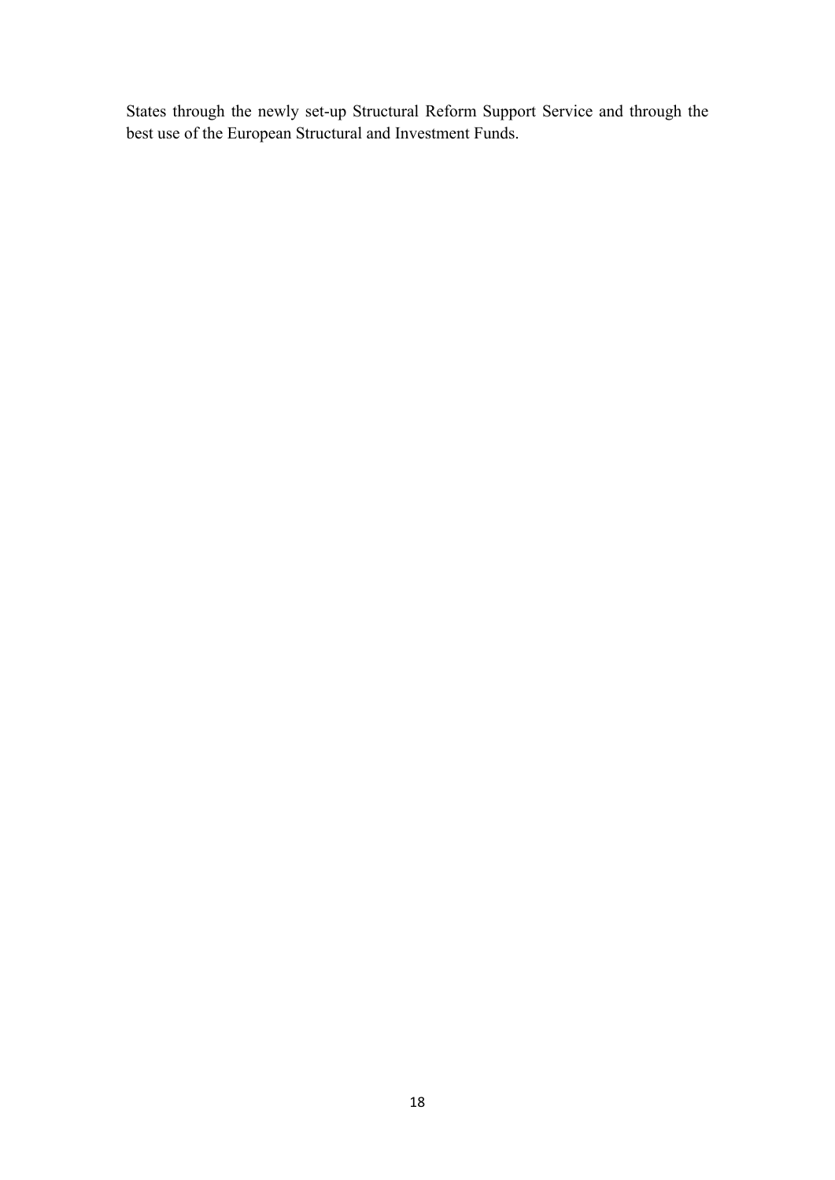States through the newly set-up Structural Reform Support Service and through the best use of the European Structural and Investment Funds.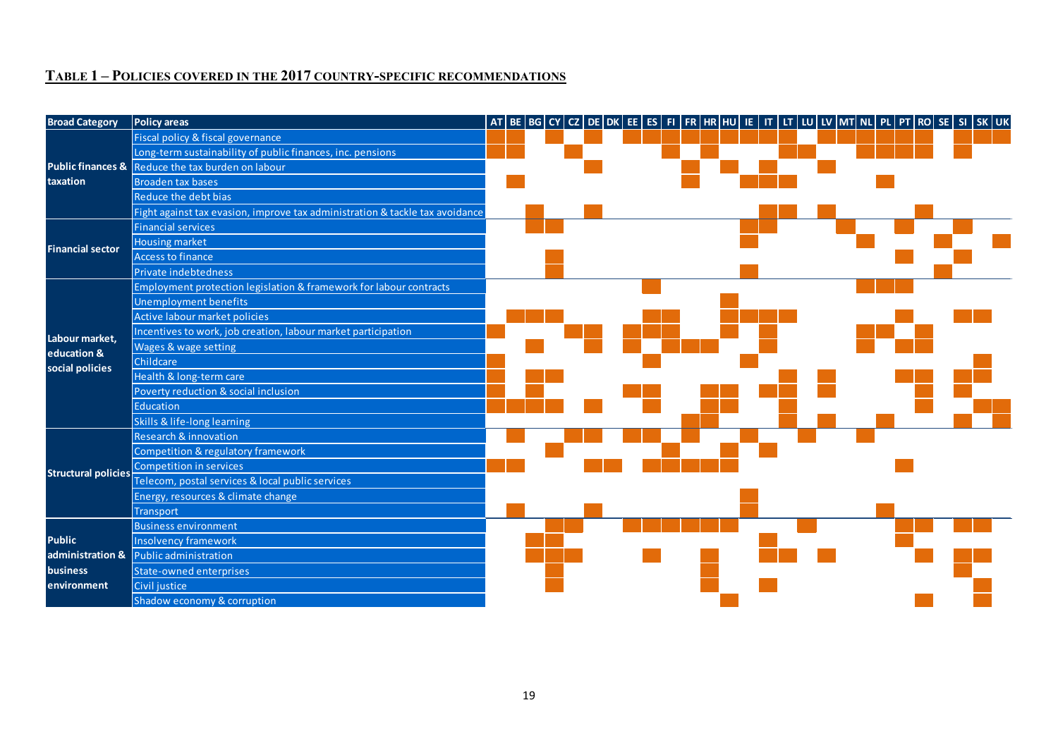## TABLE 1 – POLICIES COVERED IN THE 2017 COUNTRY-SPECIFIC RECOMMENDATIONS

| Broad Category | Policy areas | AT | BE | BG | CY | CZ | DE | DK | EE | ES | FI | FR | HR | HU | IE | IT | LT | LU | LV | MT | NL | PL | PT | RO | SE | SI | SK | UK |
|---|---|---|---|---|---|---|---|---|---|---|---|---|---|---|---|---|---|---|---|---|---|---|---|---|---|---|---|---|
| Public finances & taxation | Fiscal policy & fiscal governance | ■ | ■ | | | | ■ | | ■ | ■ | | ■ | ■ | ■ | ■ | ■ | ■ | | ■ | ■ | ■ | ■ | ■ | ■ | | ■ | ■ | ■ |
| | Long-term sustainability of public finances, inc. pensions | ■ | ■ | | | ■ | | | | | ■ | | ■ | | | | ■ | ■ | | | ■ | ■ | ■ | | | ■ | | |
| | Reduce the tax burden on labour | | | | | | ■ | | | | | ■ | | ■ | | ■ | | | ■ | | | | | | | | | |
| | Broaden tax bases | | ■ | | | | | | | | | ■ | | | ■ | ■ | ■ | | | | | ■ | | | | | | |
| | Reduce the debt bias | | | | | | | | | | | | | | | | | | | | | | | | | | | |
| | Fight against tax evasion, improve tax administration & tackle tax avoidance | | | ■ | | | ■ | | | | | | | | | ■ | ■ | | ■ | | | | | ■ | | | | |
| Financial sector | Financial services | | | ■ | ■ | | | | | | | | | | ■ | ■ | | | | ■ | | | ■ | | | ■ | | |
| | Housing market | | | | | | | | | | | | | | ■ | | | | | | ■ | | | | ■ | | | ■ |
| | Access to finance | | | | ■ | | | | | | | | | | | | | | | | | | ■ | | | ■ | | |
| | Private indebtedness | | | | ■ | | | | | | | | | | ■ | | | | | | | | | | ■ | | | |
| Labour market, education & social policies | Employment protection legislation & framework for labour contracts | | | | | | | | | ■ | | | | | | | | | | | ■ | ■ | ■ | | | | | |
| | Unemployment benefits | | | | | | | | | | | | | ■ | | | | | | | | | | | | | | |
| | Active labour market policies | | ■ | ■ | ■ | | | | | ■ | ■ | | | ■ | ■ | ■ | ■ | | | | | | ■ | | | ■ | ■ | |
| | Incentives to work, job creation, labour market participation | ■ | | | | ■ | ■ | | ■ | ■ | ■ | | | ■ | | ■ | | | | | ■ | ■ | | ■ | | | | |
| | Wages & wage setting | | | ■ | | | ■ | | ■ | | ■ | ■ | ■ | | | ■ | | | | | ■ | | ■ | ■ | | | | |
| | Childcare | ■ | | | | | | | | ■ | | | | | ■ | | | | | | | | | | | | ■ | |
| | Health & long-term care | ■ | | ■ | ■ | | | | | | | | | | | | ■ | | ■ | | | | ■ | ■ | | ■ | ■ | |
| | Poverty reduction & social inclusion | ■ | | ■ | | | | | ■ | ■ | | | ■ | ■ | | ■ | ■ | | ■ | | | | | ■ | | ■ | | |
| | Education | ■ | ■ | ■ | ■ | | ■ | | | ■ | | | ■ | ■ | | | ■ | | | | | | | ■ | | | ■ | ■ |
| | Skills & life-long learning | | | | | | | | | | | ■ | ■ | | | | ■ | | ■ | | | ■ | | | | ■ | | ■ |
| Structural policies | Research & innovation | | ■ | | | ■ | ■ | | ■ | ■ | | ■ | | | ■ | | | ■ | | | ■ | | | | | | | |
| | Competition & regulatory framework | | | | ■ | | | | | | ■ | | | ■ | | ■ | | | | | | | | | | | | |
| | Competition in services | ■ | ■ | | | | ■ | ■ | | ■ | ■ | ■ | ■ | ■ | | | | | | | | | ■ | | | | | |
| | Telecom, postal services & local public services | | | | | | | | | | | | | | | | | | | | | | | | | | | |
| | Energy, resources & climate change | | | | | | | | | | | | | | ■ | | | | | | | | | | | | | |
| | Transport | | ■ | | | | ■ | | | | | | | | ■ | | | | | | | ■ | | | | | | |
| Public administration & business environment | Business environment | | | | ■ | ■ | | | ■ | ■ | ■ | ■ | ■ | ■ | | | | ■ | | | | | ■ | ■ | | ■ | ■ | |
| | Insolvency framework | | | ■ | ■ | | | | | | | | | | | ■ | | | | | | | ■ | | | | | |
| | Public administration | | | ■ | ■ | ■ | | | | ■ | | | ■ | | | ■ | ■ | | ■ | | | | | ■ | | ■ | ■ | |
| | State-owned enterprises | | | | ■ | | | | | | | | ■ | | | | | | | | | | | | | ■ | | |
| | Civil justice | | | | ■ | | | | | | | | ■ | | | ■ | | | | | | | | | | | ■ | |
| | Shadow economy & corruption | | | | | | | | | | | | | ■ | | | | | | | | | | ■ | | | ■ | |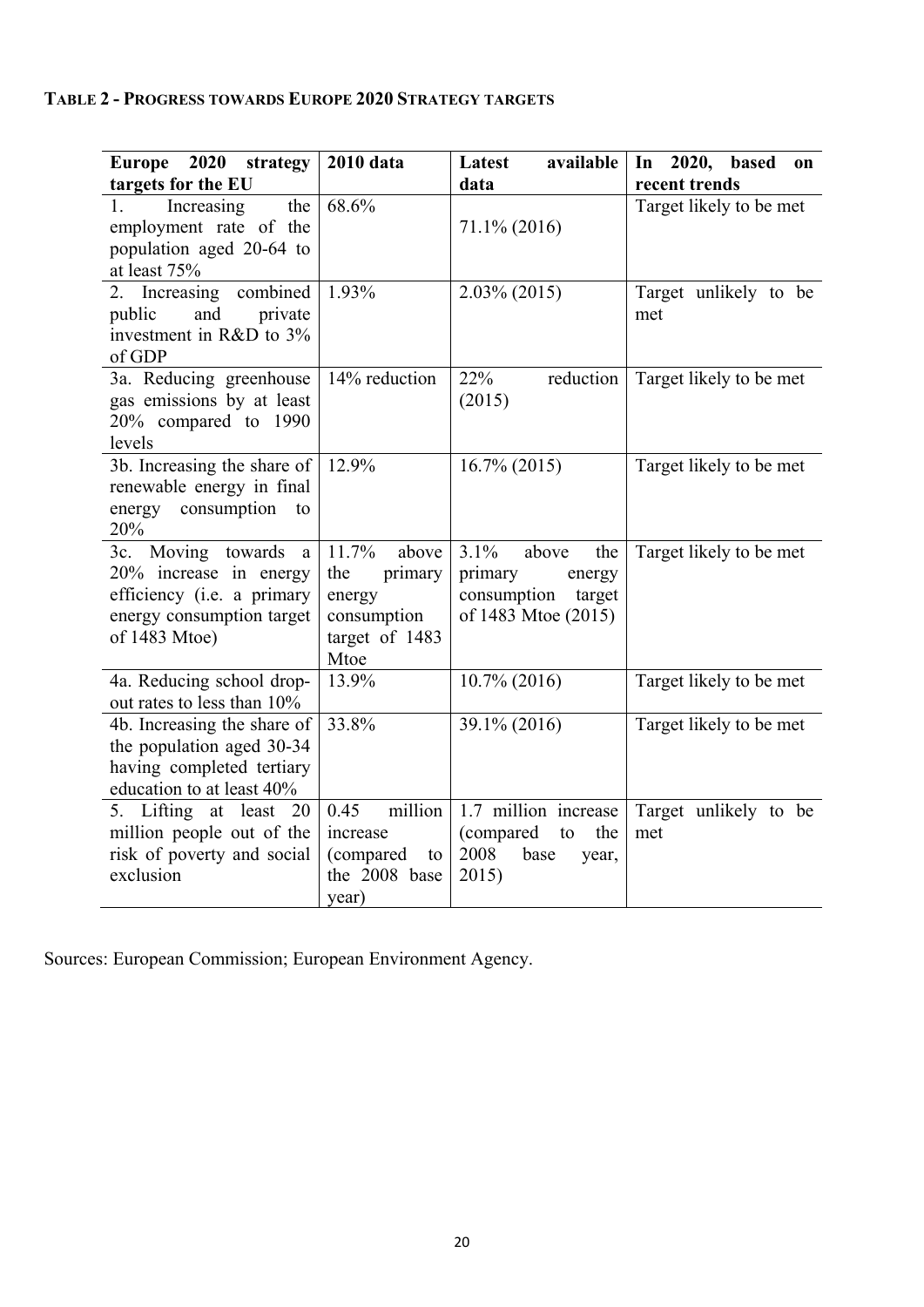**TABLE 2 - PROGRESS TOWARDS EUROPE 2020 STRATEGY TARGETS**

| Europe 2020 strategy targets for the EU | 2010 data | Latest available data | In 2020, based on recent trends |
|---|---|---|---|
| 1. Increasing the employment rate of the population aged 20-64 to at least 75% | 68.6% | 71.1% (2016) | Target likely to be met |
| 2. Increasing combined public and private investment in R&D to 3% of GDP | 1.93% | 2.03% (2015) | Target unlikely to be met |
| 3a. Reducing greenhouse gas emissions by at least 20% compared to 1990 levels | 14% reduction | 22% reduction (2015) | Target likely to be met |
| 3b. Increasing the share of renewable energy in final energy consumption to 20% | 12.9% | 16.7% (2015) | Target likely to be met |
| 3c. Moving towards a 20% increase in energy efficiency (i.e. a primary energy consumption target of 1483 Mtoe) | 11.7% above the primary energy consumption target of 1483 Mtoe | 3.1% above the primary energy consumption target of 1483 Mtoe (2015) | Target likely to be met |
| 4a. Reducing school drop-out rates to less than 10% | 13.9% | 10.7% (2016) | Target likely to be met |
| 4b. Increasing the share of the population aged 30-34 having completed tertiary education to at least 40% | 33.8% | 39.1% (2016) | Target likely to be met |
| 5. Lifting at least 20 million people out of the risk of poverty and social exclusion | 0.45 million increase (compared to the 2008 base year) | 1.7 million increase (compared to the 2008 base year, 2015) | Target unlikely to be met |

Sources: European Commission; European Environment Agency.